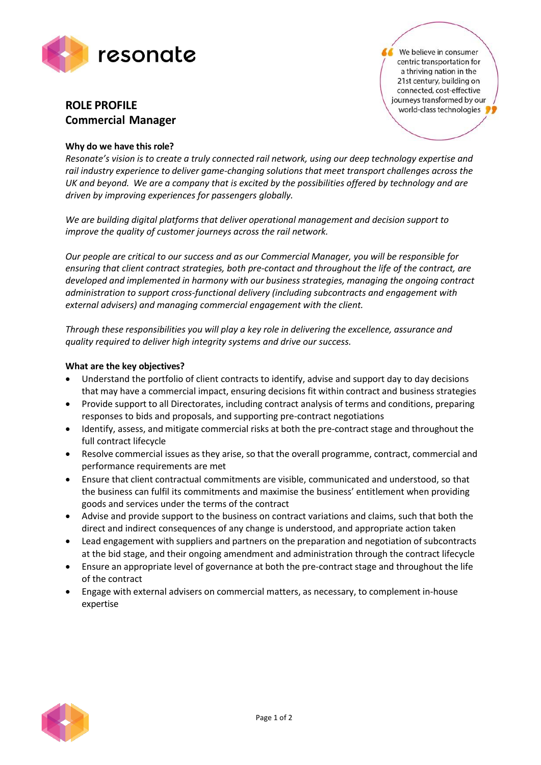resonate

> We believe in consumer centric transportation for a thriving nation in the 21st century, building on connected, cost-effective journeys transformed by our world-class technologies

## ROLE PROFILE
## Commercial Manager

**Why do we have this role?**

*Resonate's vision is to create a truly connected rail network, using our deep technology expertise and rail industry experience to deliver game-changing solutions that meet transport challenges across the UK and beyond. We are a company that is excited by the possibilities offered by technology and are driven by improving experiences for passengers globally.*

*We are building digital platforms that deliver operational management and decision support to improve the quality of customer journeys across the rail network.*

*Our people are critical to our success and as our Commercial Manager, you will be responsible for ensuring that client contract strategies, both pre-contact and throughout the life of the contract, are developed and implemented in harmony with our business strategies, managing the ongoing contract administration to support cross-functional delivery (including subcontracts and engagement with external advisers) and managing commercial engagement with the client.*

*Through these responsibilities you will play a key role in delivering the excellence, assurance and quality required to deliver high integrity systems and drive our success.*

**What are the key objectives?**

- Understand the portfolio of client contracts to identify, advise and support day to day decisions that may have a commercial impact, ensuring decisions fit within contract and business strategies
- Provide support to all Directorates, including contract analysis of terms and conditions, preparing responses to bids and proposals, and supporting pre-contract negotiations
- Identify, assess, and mitigate commercial risks at both the pre-contract stage and throughout the full contract lifecycle
- Resolve commercial issues as they arise, so that the overall programme, contract, commercial and performance requirements are met
- Ensure that client contractual commitments are visible, communicated and understood, so that the business can fulfil its commitments and maximise the business' entitlement when providing goods and services under the terms of the contract
- Advise and provide support to the business on contract variations and claims, such that both the direct and indirect consequences of any change is understood, and appropriate action taken
- Lead engagement with suppliers and partners on the preparation and negotiation of subcontracts at the bid stage, and their ongoing amendment and administration through the contract lifecycle
- Ensure an appropriate level of governance at both the pre-contract stage and throughout the life of the contract
- Engage with external advisers on commercial matters, as necessary, to complement in-house expertise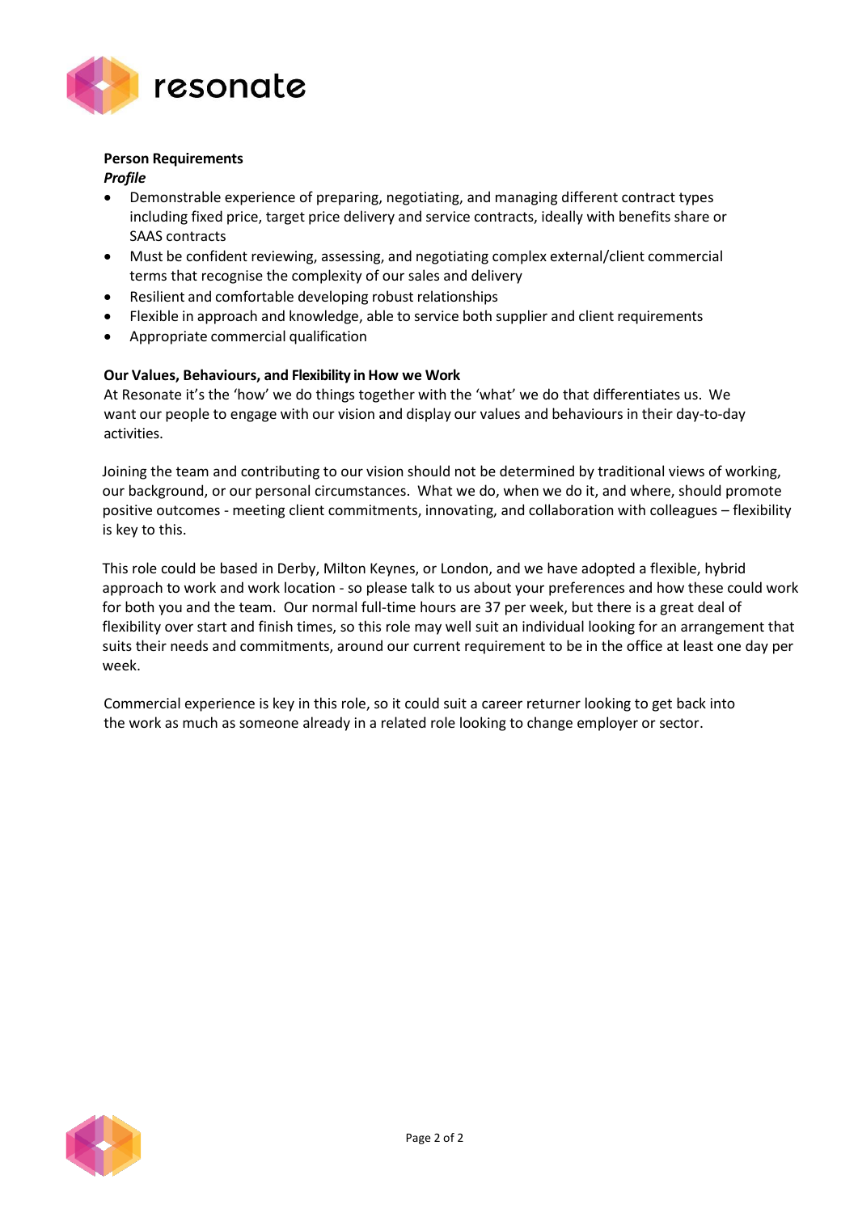**Person Requirements**

***Profile***

- Demonstrable experience of preparing, negotiating, and managing different contract types including fixed price, target price delivery and service contracts, ideally with benefits share or SAAS contracts
- Must be confident reviewing, assessing, and negotiating complex external/client commercial terms that recognise the complexity of our sales and delivery
- Resilient and comfortable developing robust relationships
- Flexible in approach and knowledge, able to service both supplier and client requirements
- Appropriate commercial qualification

**Our Values, Behaviours, and Flexibility in How we Work**

At Resonate it's the 'how' we do things together with the 'what' we do that differentiates us. We want our people to engage with our vision and display our values and behaviours in their day-to-day activities.

Joining the team and contributing to our vision should not be determined by traditional views of working, our background, or our personal circumstances. What we do, when we do it, and where, should promote positive outcomes - meeting client commitments, innovating, and collaboration with colleagues – flexibility is key to this.

This role could be based in Derby, Milton Keynes, or London, and we have adopted a flexible, hybrid approach to work and work location - so please talk to us about your preferences and how these could work for both you and the team. Our normal full-time hours are 37 per week, but there is a great deal of flexibility over start and finish times, so this role may well suit an individual looking for an arrangement that suits their needs and commitments, around our current requirement to be in the office at least one day per week.

Commercial experience is key in this role, so it could suit a career returner looking to get back into the work as much as someone already in a related role looking to change employer or sector.